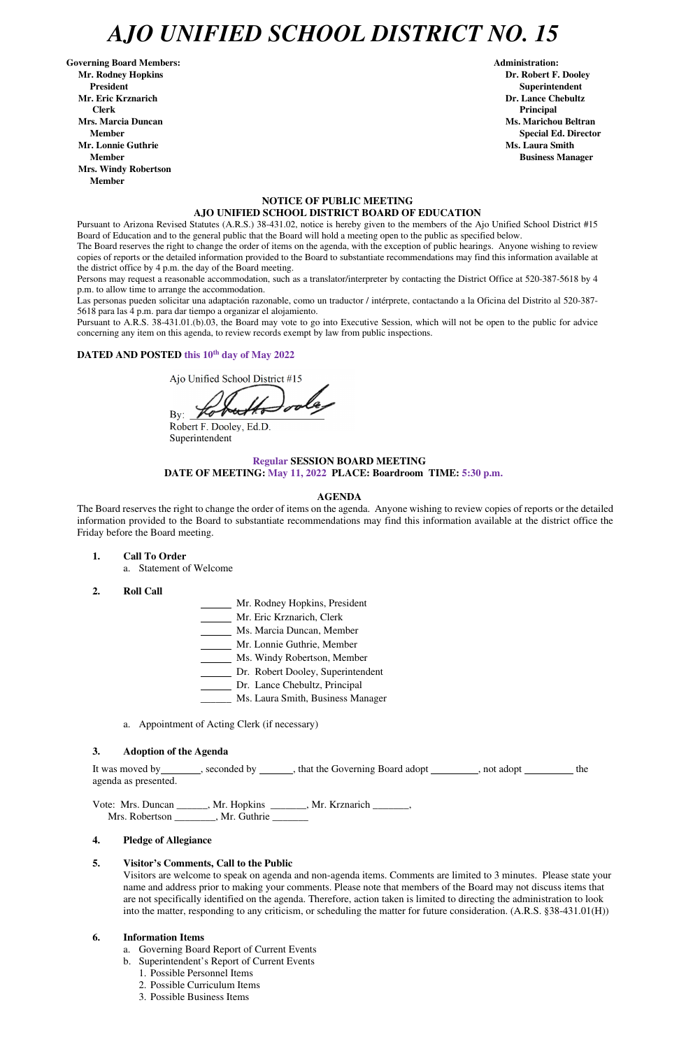# *AJO UNIFIED SCHOOL DISTRICT NO. 15*

**Governing Board Members:**
**Mr. Rodney Hopkins**
**President**
**Mr. Eric Krznarich**
**Clerk**
**Mrs. Marcia Duncan**
**Member**
**Mr. Lonnie Guthrie**
**Member**
**Mrs. Windy Robertson**
**Member**

**Administration:**
**Dr. Robert F. Dooley**
**Superintendent**
**Dr. Lance Chebultz**
**Principal**
**Ms. Marichou Beltran**
**Special Ed. Director**
**Ms. Laura Smith**
**Business Manager**

**NOTICE OF PUBLIC MEETING**
**AJO UNIFIED SCHOOL DISTRICT BOARD OF EDUCATION**

Pursuant to Arizona Revised Statutes (A.R.S.) 38-431.02, notice is hereby given to the members of the Ajo Unified School District #15 Board of Education and to the general public that the Board will hold a meeting open to the public as specified below.

The Board reserves the right to change the order of items on the agenda, with the exception of public hearings. Anyone wishing to review copies of reports or the detailed information provided to the Board to substantiate recommendations may find this information available at the district office by 4 p.m. the day of the Board meeting.

Persons may request a reasonable accommodation, such as a translator/interpreter by contacting the District Office at 520-387-5618 by 4 p.m. to allow time to arrange the accommodation.

Las personas pueden solicitar una adaptación razonable, como un traductor / intérprete, contactando a la Oficina del Distrito al 520-387-5618 para las 4 p.m. para dar tiempo a organizar el alojamiento.

Pursuant to A.R.S. 38-431.01.(b).03, the Board may vote to go into Executive Session, which will not be open to the public for advice concerning any item on this agenda, to review records exempt by law from public inspections.

**DATED AND POSTED this 10th day of May 2022**

Ajo Unified School District #15

By: ______________________

Robert F. Dooley, Ed.D.
Superintendent

**Regular SESSION BOARD MEETING**
**DATE OF MEETING: May 11, 2022 PLACE: Boardroom TIME: 5:30 p.m.**

**AGENDA**

The Board reserves the right to change the order of items on the agenda. Anyone wishing to review copies of reports or the detailed information provided to the Board to substantiate recommendations may find this information available at the district office the Friday before the Board meeting.

1. **Call To Order**
   a. Statement of Welcome

2. **Roll Call**
   - ______ Mr. Rodney Hopkins, President
   - ______ Mr. Eric Krznarich, Clerk
   - ______ Ms. Marcia Duncan, Member
   - ______ Mr. Lonnie Guthrie, Member
   - ______ Ms. Windy Robertson, Member
   - ______ Dr. Robert Dooley, Superintendent
   - ______ Dr. Lance Chebultz, Principal
   - ______ Ms. Laura Smith, Business Manager

   a. Appointment of Acting Clerk (if necessary)

3. **Adoption of the Agenda**

It was moved by________, seconded by ______, that the Governing Board adopt _________, not adopt _________ the agenda as presented.

Vote: Mrs. Duncan ______, Mr. Hopkins _______, Mr. Krznarich _______,
Mrs. Robertson ________, Mr. Guthrie _______

4. **Pledge of Allegiance**

5. **Visitor's Comments, Call to the Public**
   Visitors are welcome to speak on agenda and non-agenda items. Comments are limited to 3 minutes. Please state your name and address prior to making your comments. Please note that members of the Board may not discuss items that are not specifically identified on the agenda. Therefore, action taken is limited to directing the administration to look into the matter, responding to any criticism, or scheduling the matter for future consideration. (A.R.S. §38-431.01(H))

6. **Information Items**
   a. Governing Board Report of Current Events
   b. Superintendent's Report of Current Events
      1. Possible Personnel Items
      2. Possible Curriculum Items
      3. Possible Business Items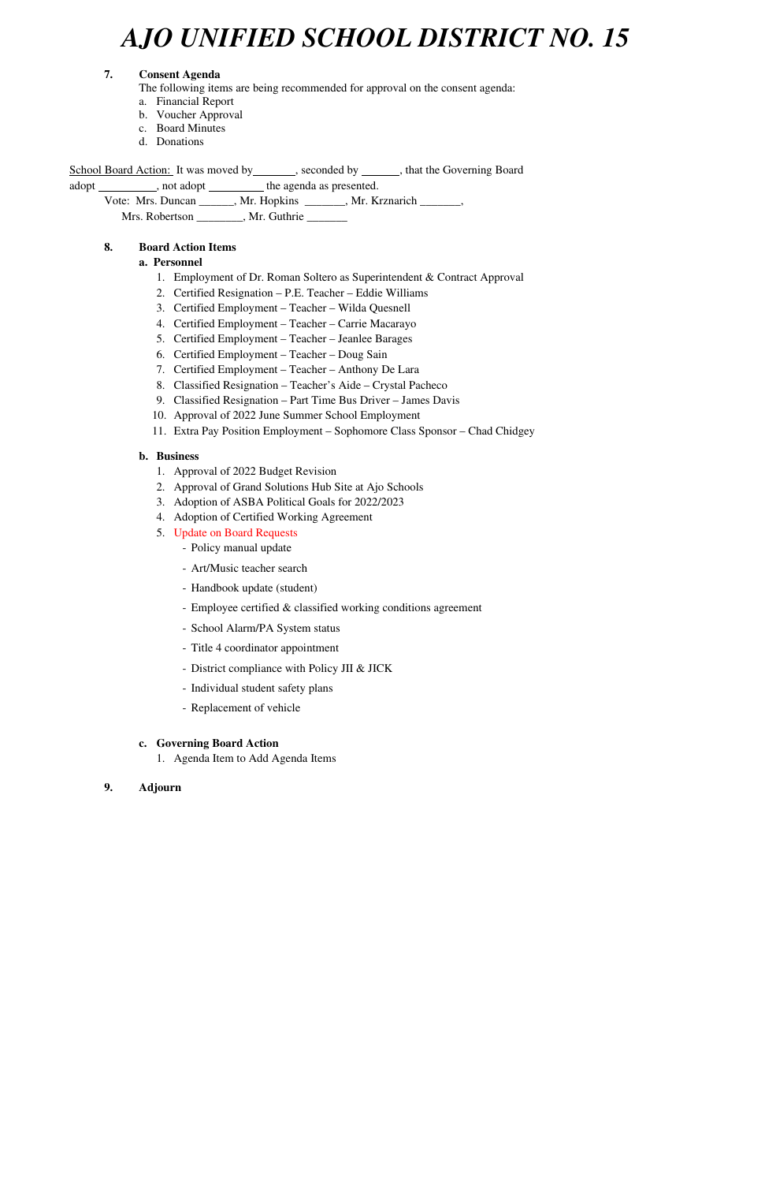# AJO UNIFIED SCHOOL DISTRICT NO. 15

**7. Consent Agenda**

The following items are being recommended for approval on the consent agenda:

a. Financial Report
b. Voucher Approval
c. Board Minutes
d. Donations

School Board Action: It was moved by_______, seconded by ______, that the Governing Board adopt __________, not adopt _________ the agenda as presented.

Vote: Mrs. Duncan ______, Mr. Hopkins _______, Mr. Krznarich _______, Mrs. Robertson ________, Mr. Guthrie _______

**8. Board Action Items**

**a. Personnel**

1. Employment of Dr. Roman Soltero as Superintendent & Contract Approval
2. Certified Resignation – P.E. Teacher – Eddie Williams
3. Certified Employment – Teacher – Wilda Quesnell
4. Certified Employment – Teacher – Carrie Macarayo
5. Certified Employment – Teacher – Jeanlee Barages
6. Certified Employment – Teacher – Doug Sain
7. Certified Employment – Teacher – Anthony De Lara
8. Classified Resignation – Teacher's Aide – Crystal Pacheco
9. Classified Resignation – Part Time Bus Driver – James Davis
10. Approval of 2022 June Summer School Employment
11. Extra Pay Position Employment – Sophomore Class Sponsor – Chad Chidgey

**b. Business**

1. Approval of 2022 Budget Revision
2. Approval of Grand Solutions Hub Site at Ajo Schools
3. Adoption of ASBA Political Goals for 2022/2023
4. Adoption of Certified Working Agreement
5. Update on Board Requests
   - Policy manual update
   - Art/Music teacher search
   - Handbook update (student)
   - Employee certified & classified working conditions agreement
   - School Alarm/PA System status
   - Title 4 coordinator appointment
   - District compliance with Policy JII & JICK
   - Individual student safety plans
   - Replacement of vehicle

**c. Governing Board Action**

1. Agenda Item to Add Agenda Items

**9. Adjourn**